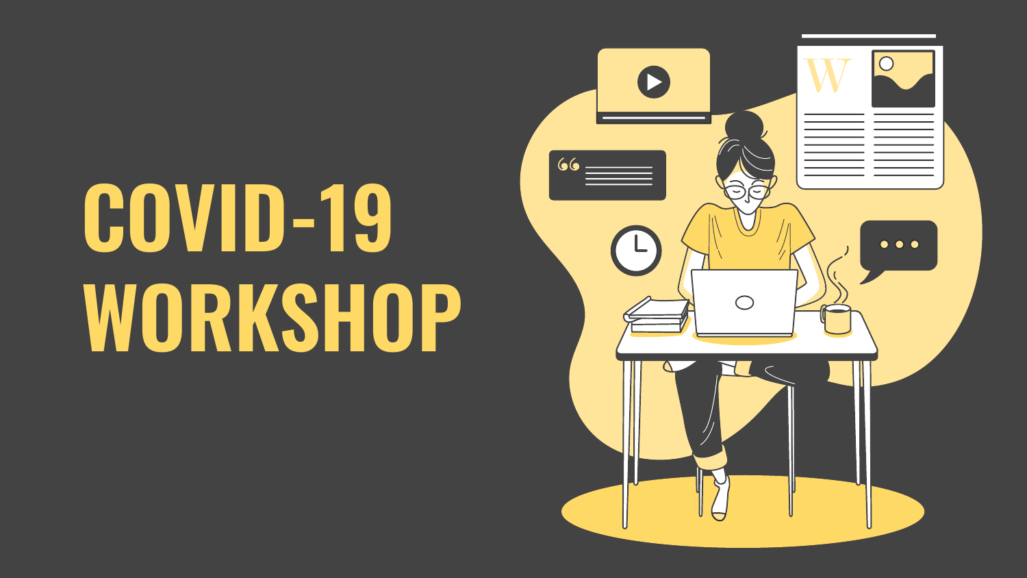# COVID-19 WORKSHOP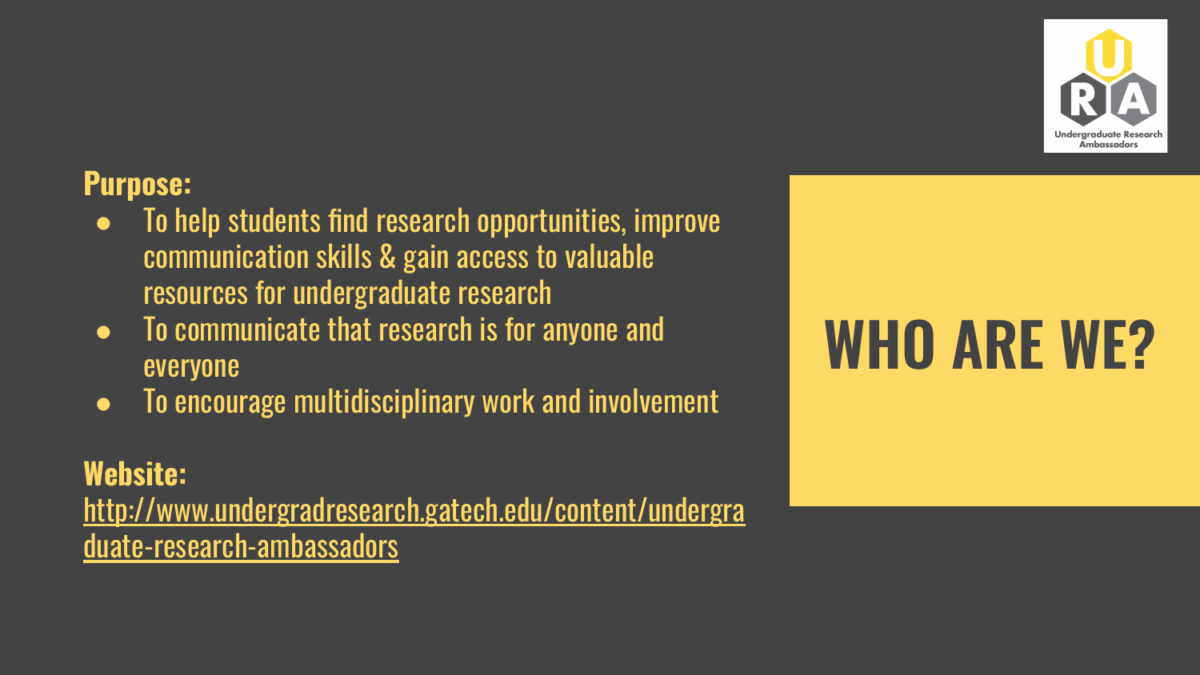# WHO ARE WE?

**Purpose:**

- To help students find research opportunities, improve communication skills & gain access to valuable resources for undergraduate research
- To communicate that research is for anyone and everyone
- To encourage multidisciplinary work and involvement

**Website:**
[http://www.undergradresearch.gatech.edu/content/undergraduate-research-ambassadors](http://www.undergradresearch.gatech.edu/content/undergraduate-research-ambassadors)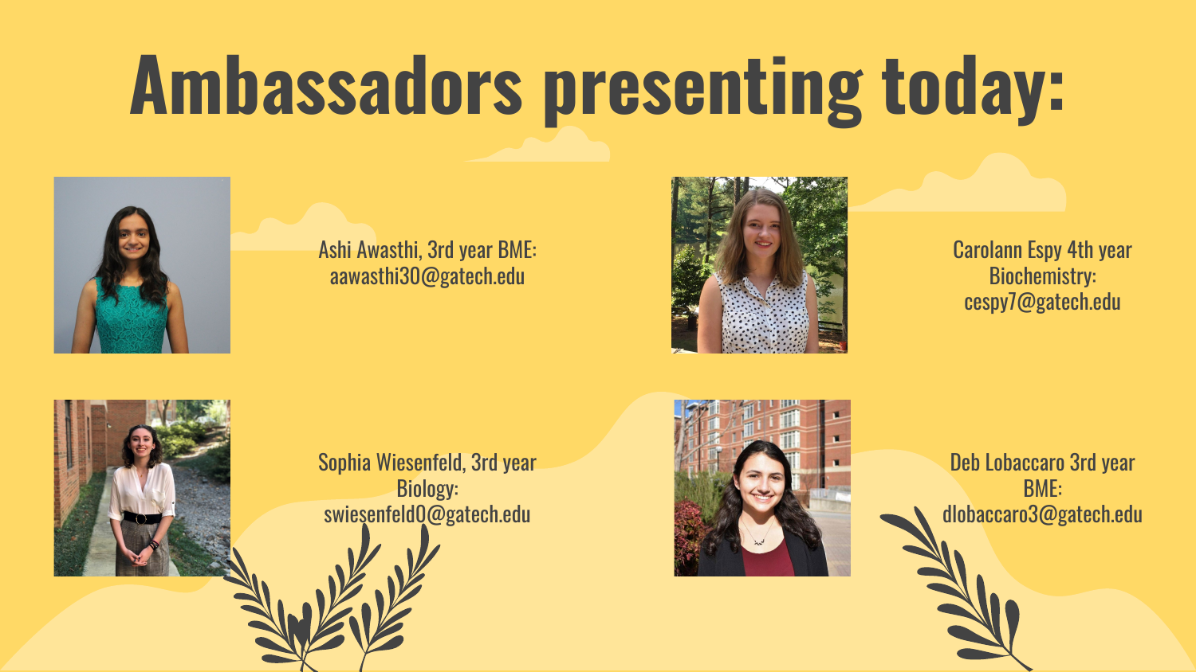# Ambassadors presenting today:

Ashi Awasthi, 3rd year BME: aawasthi30@gatech.edu

Carolann Espy 4th year Biochemistry: cespy7@gatech.edu

Sophia Wiesenfeld, 3rd year Biology: swiesenfeld0@gatech.edu

Deb Lobaccaro 3rd year BME: dlobaccaro3@gatech.edu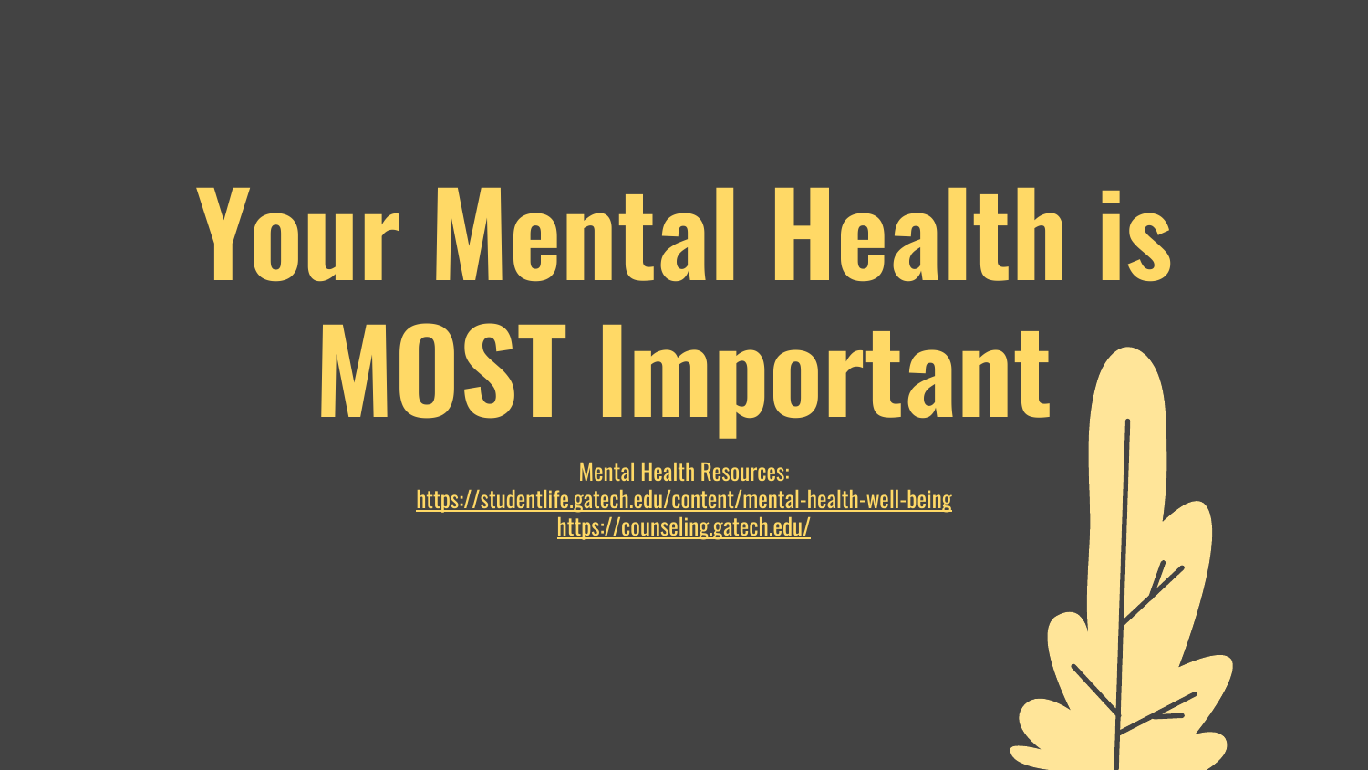# Your Mental Health is MOST Important

Mental Health Resources:
https://studentlife.gatech.edu/content/mental-health-well-being
https://counseling.gatech.edu/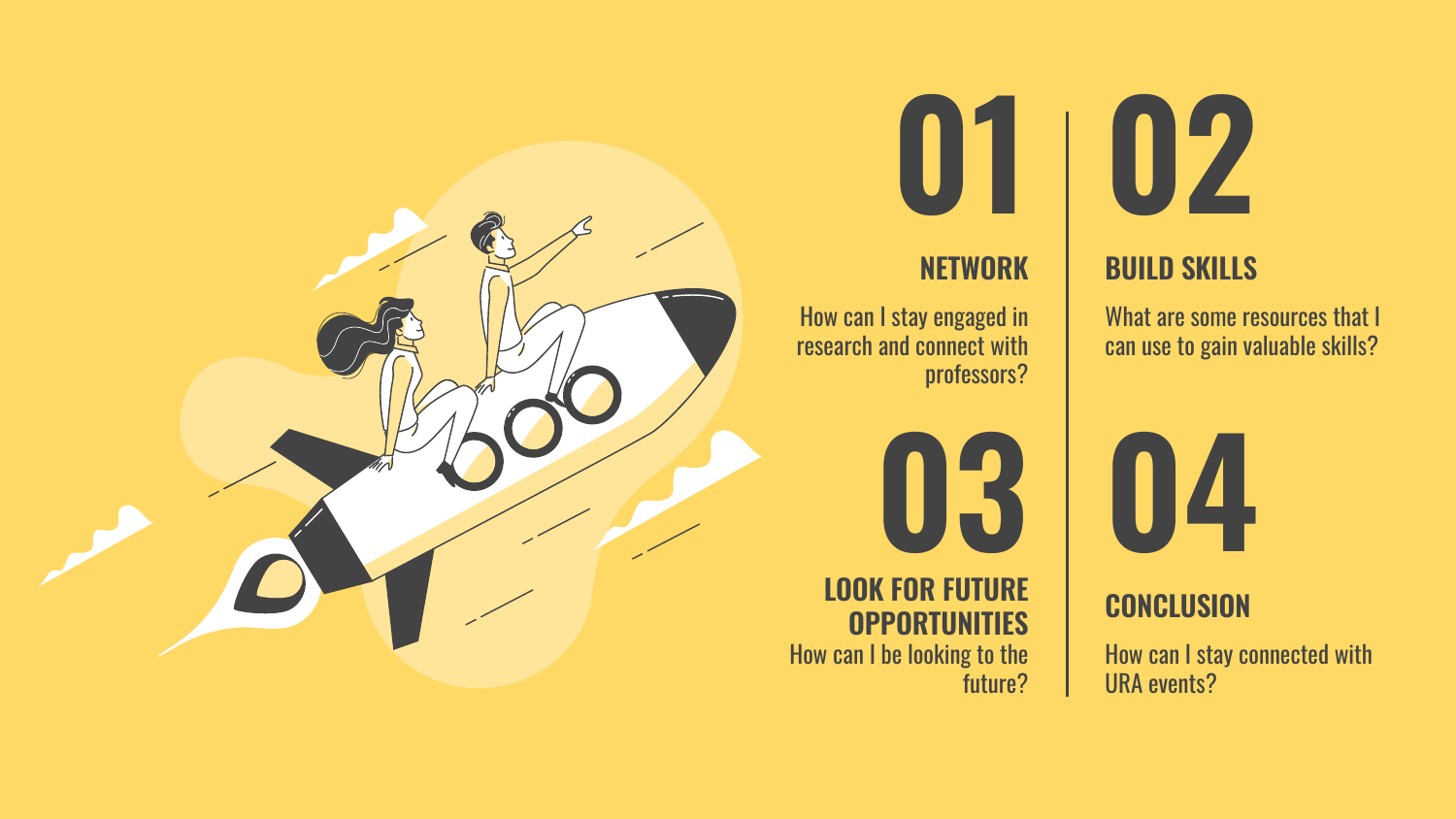## 01

### NETWORK

How can I stay engaged in research and connect with professors?

## 02

### BUILD SKILLS

What are some resources that I can use to gain valuable skills?

## 03

### LOOK FOR FUTURE OPPORTUNITIES

How can I be looking to the future?

## 04

### CONCLUSION

How can I stay connected with URA events?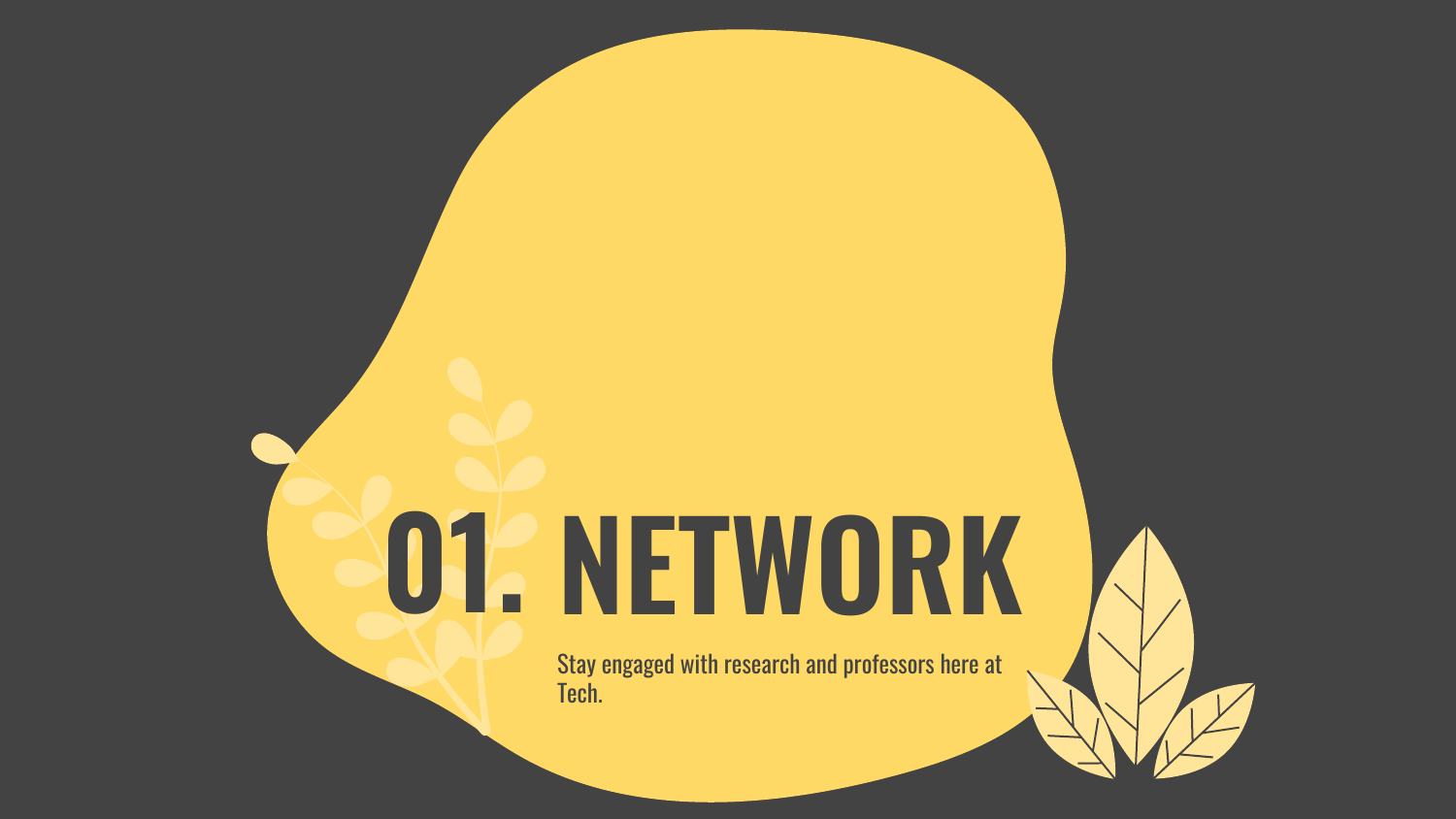# 01. NETWORK

Stay engaged with research and professors here at Tech.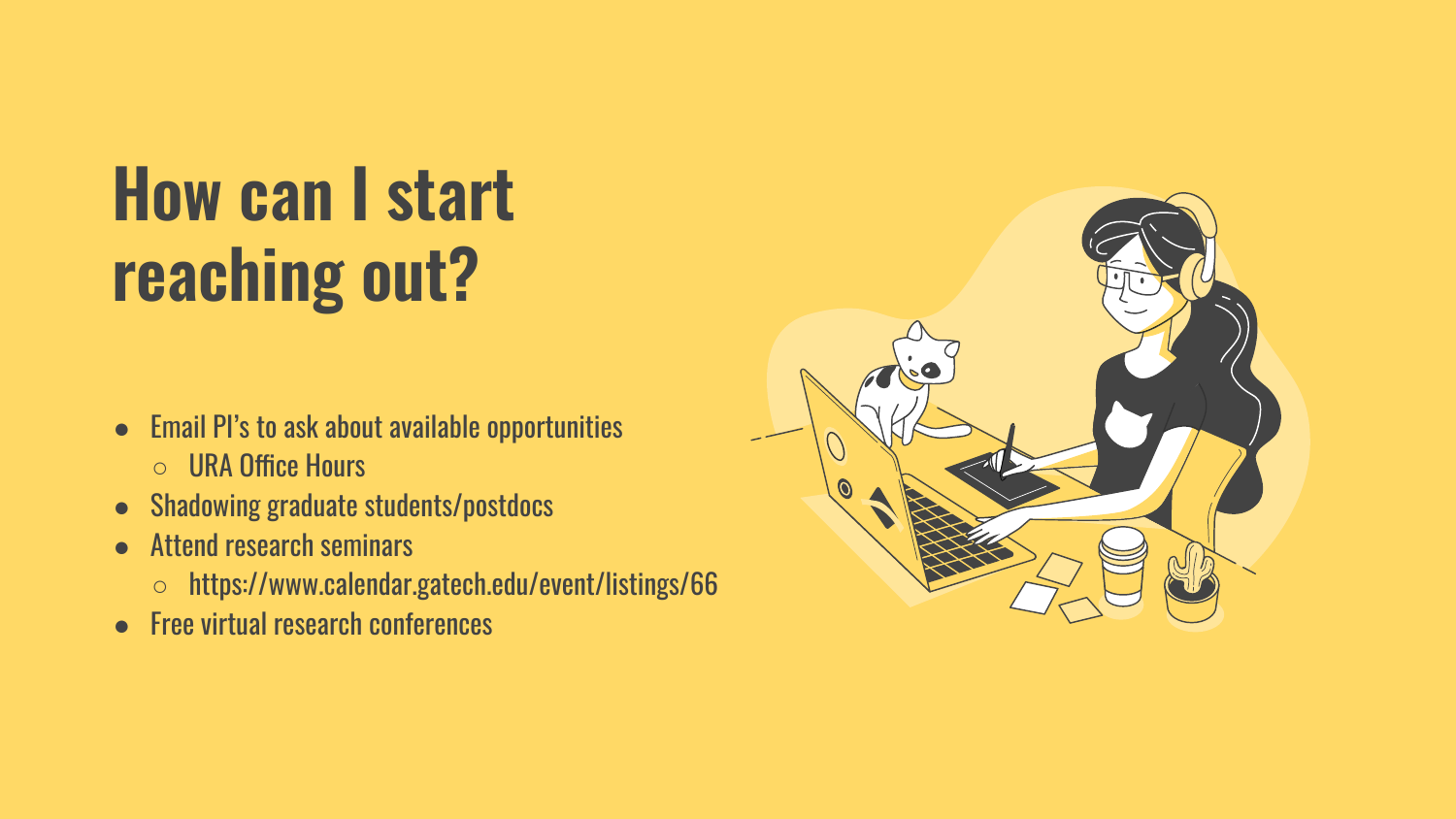# How can I start reaching out?

- Email PI's to ask about available opportunities
  - URA Office Hours
- Shadowing graduate students/postdocs
- Attend research seminars
  - https://www.calendar.gatech.edu/event/listings/66
- Free virtual research conferences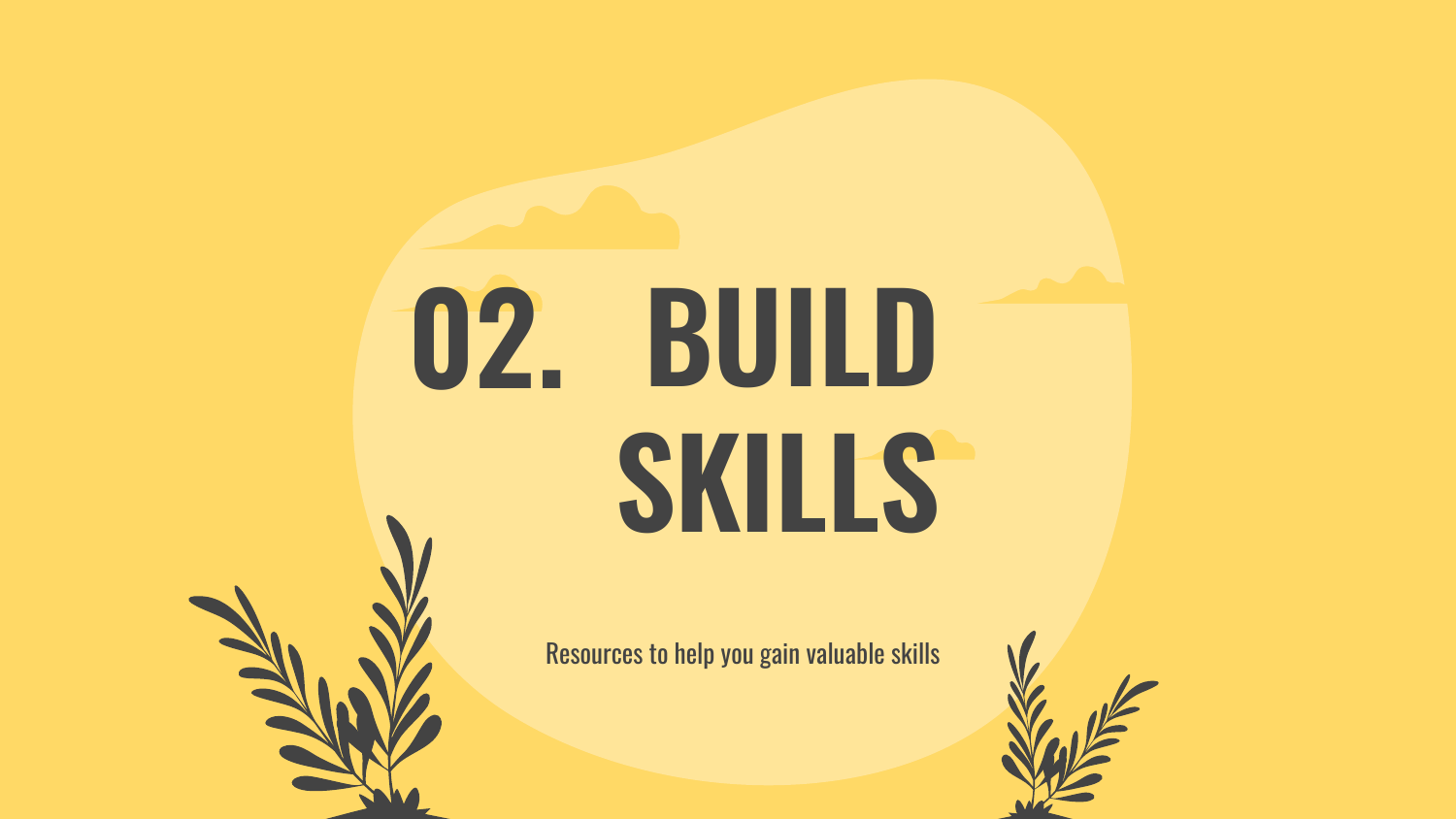# 02. BUILD SKILLS

Resources to help you gain valuable skills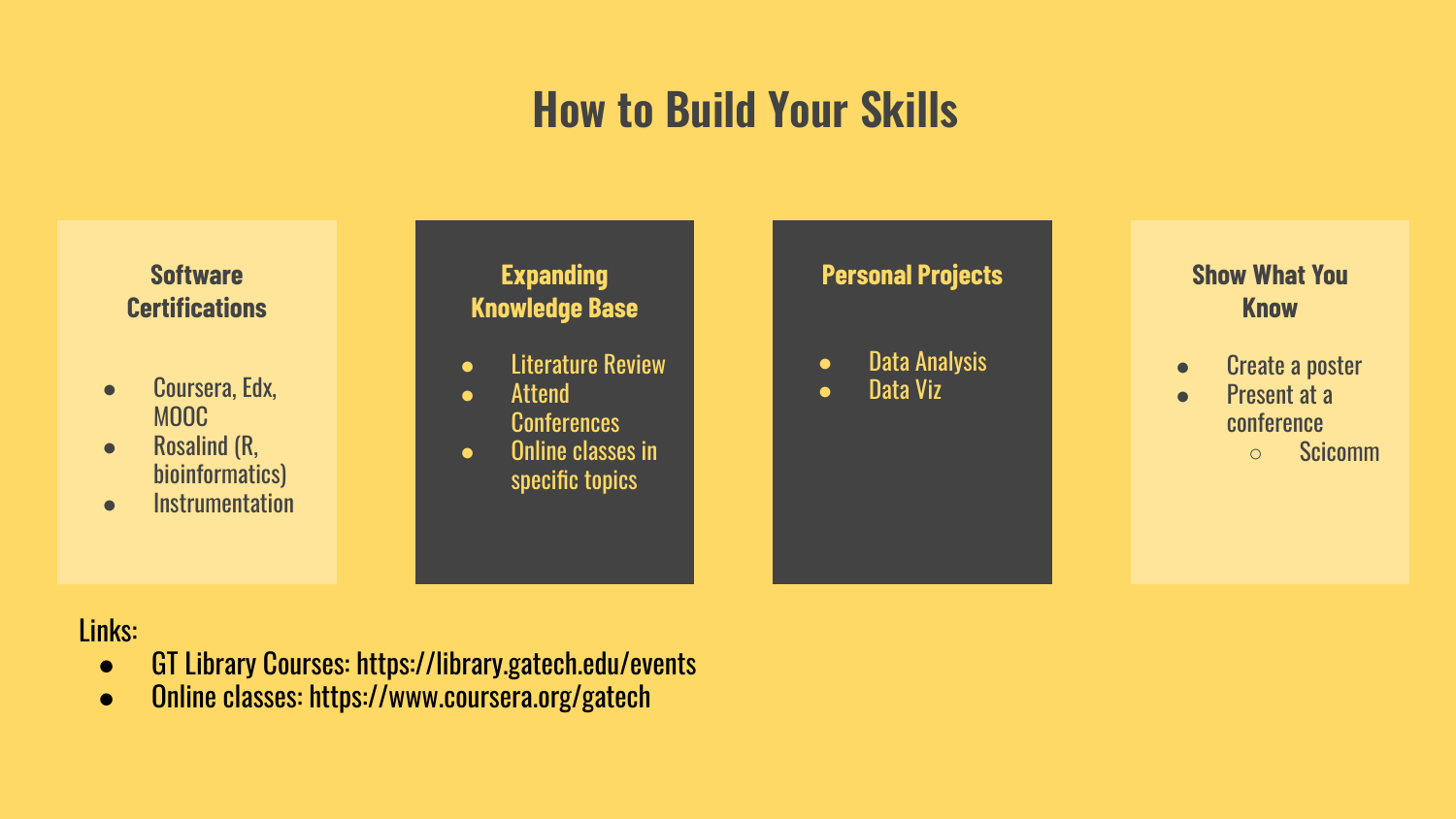# How to Build Your Skills

### Software Certifications

- Coursera, Edx, MOOC
- Rosalind (R, bioinformatics)
- Instrumentation

### Expanding Knowledge Base

- Literature Review
- Attend Conferences
- Online classes in specific topics

### Personal Projects

- Data Analysis
- Data Viz

### Show What You Know

- Create a poster
- Present at a conference
  - Scicomm

Links:

- GT Library Courses: https://library.gatech.edu/events
- Online classes: https://www.coursera.org/gatech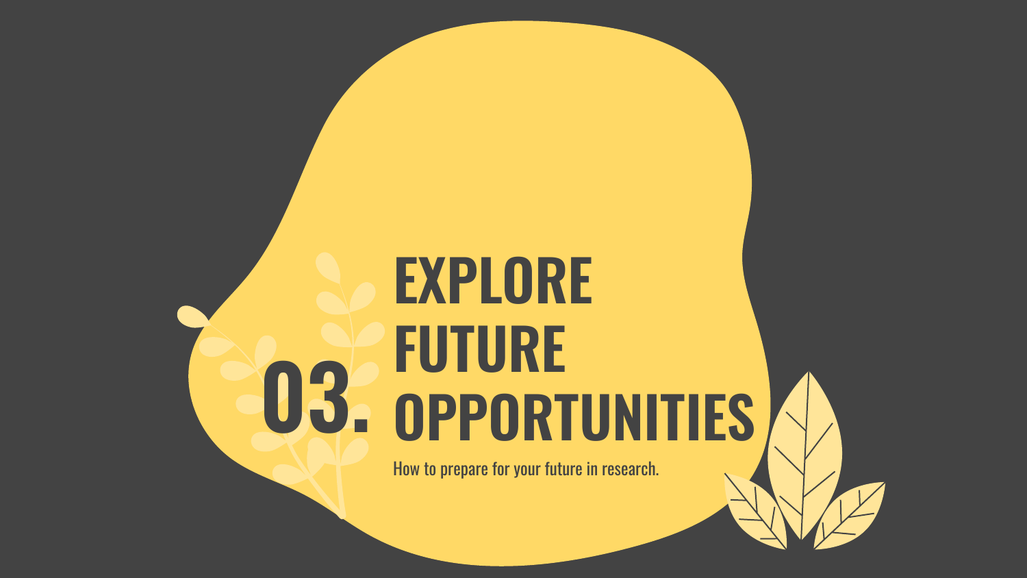# 03. EXPLORE FUTURE OPPORTUNITIES

How to prepare for your future in research.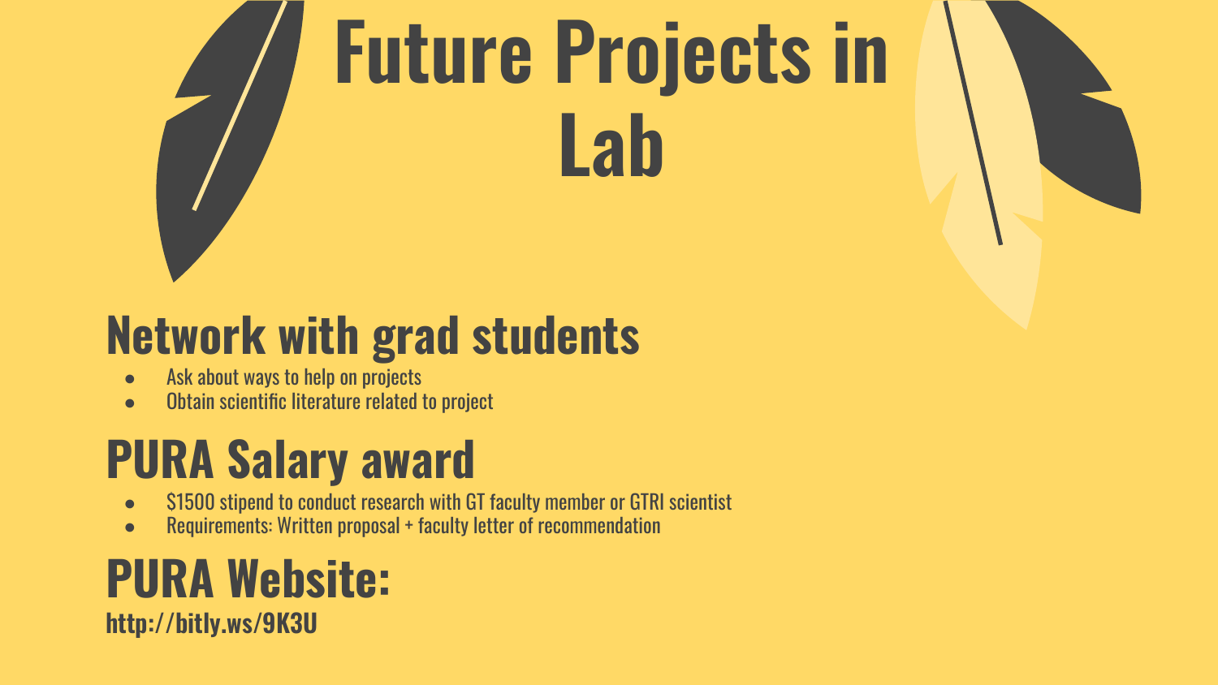# Future Projects in Lab

## Network with grad students

- Ask about ways to help on projects
- Obtain scientific literature related to project

## PURA Salary award

- $1500 stipend to conduct research with GT faculty member or GTRI scientist
- Requirements: Written proposal + faculty letter of recommendation

## PURA Website:

**http://bitly.ws/9K3U**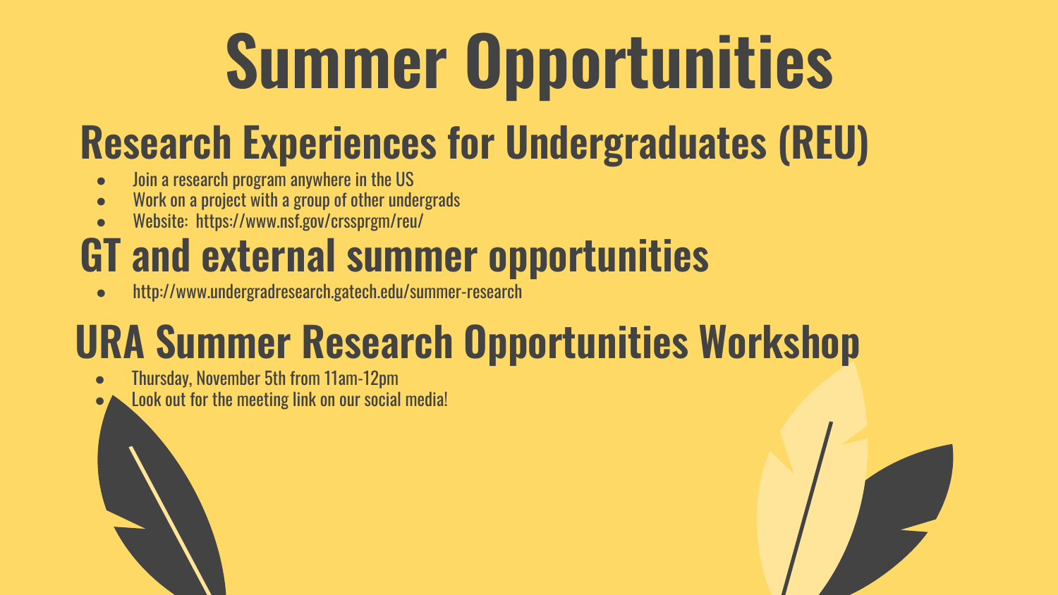# Summer Opportunities

## Research Experiences for Undergraduates (REU)

- Join a research program anywhere in the US
- Work on a project with a group of other undergrads
- Website: https://www.nsf.gov/crssprgm/reu/

## GT and external summer opportunities

- http://www.undergradresearch.gatech.edu/summer-research

## URA Summer Research Opportunities Workshop

- Thursday, November 5th from 11am-12pm
- Look out for the meeting link on our social media!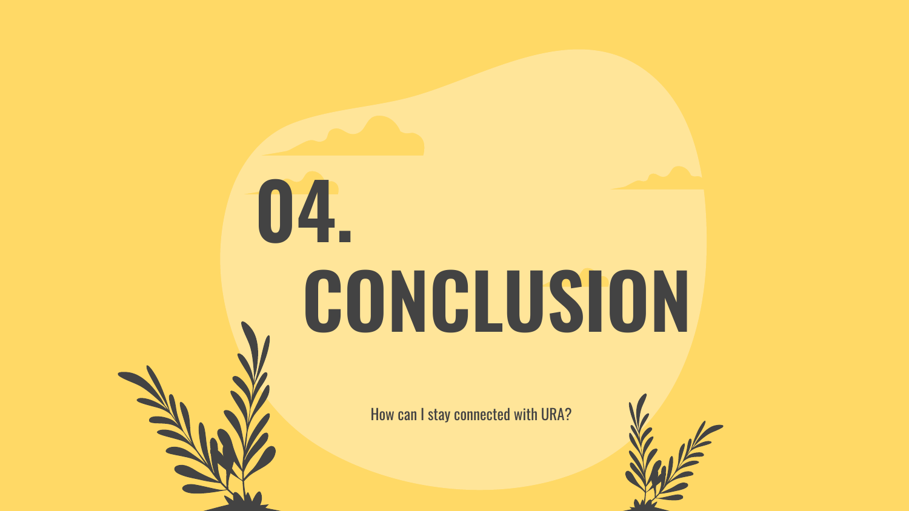# 04.

# CONCLUSION

How can I stay connected with URA?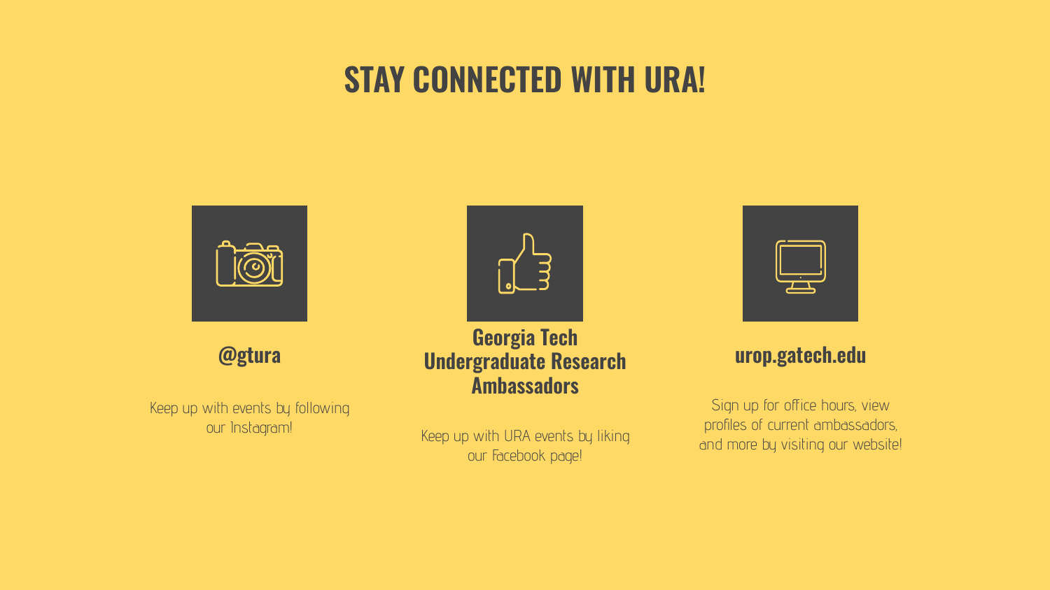# STAY CONNECTED WITH URA!

### @gtura

Keep up with events by following our Instagram!

### Georgia Tech Undergraduate Research Ambassadors

Keep up with URA events by liking our Facebook page!

### urop.gatech.edu

Sign up for office hours, view profiles of current ambassadors, and more by visiting our website!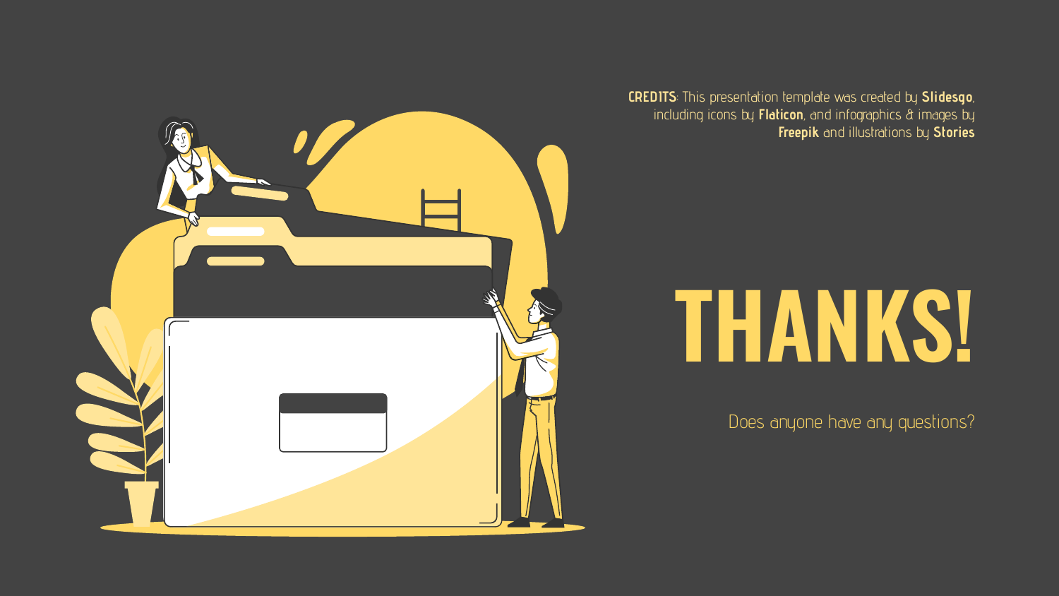**CREDITS**: This presentation template was created by **Slidesgo**, including icons by **Flaticon**, and infographics & images by **Freepik** and illustrations by **Stories**

# THANKS!

Does anyone have any questions?